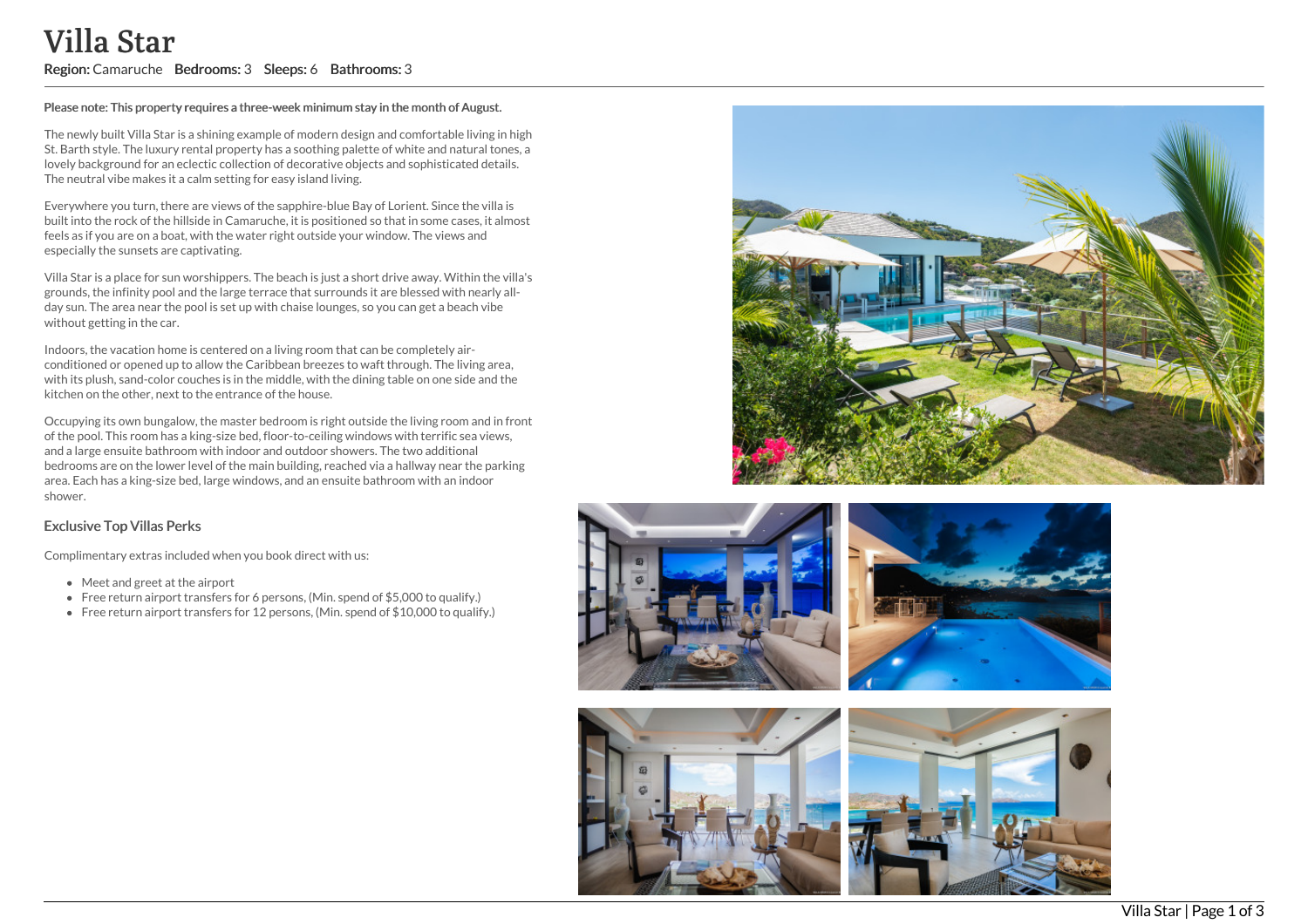# Villa Star

**Region:** Camaruche **Bedrooms:** 3 **Sleeps:** 6 **Bathrooms:** 3

**Please note: This property requires a three-week minimum stay in the month of August.**

The newly built Villa Star is a shining example of modern design and comfortable living in high St. Barth style. The luxury rental property has a soothing palette of white and natural tones, a lovely background for an eclectic collection of decorative objects and sophisticated details. The neutral vibe makes it a calm setting for easy island living.

Everywhere you turn, there are views of the sapphire-blue Bay of Lorient. Since the villa is built into the rock of the hillside in Camaruche, it is positioned so that in some cases, it almost feels as if you are on a boat, with the water right outside your window. The views and especially the sunsets are captivating.

Villa Star is a place for sun worshippers. The beach is just a short drive away. Within the villa's grounds, the infinity pool and the large terrace that surrounds it are blessed with nearly all-day sun. The area near the pool is set up with chaise lounges, so you can get a beach vibe without getting in the car.

Indoors, the vacation home is centered on a living room that can be completely air-conditioned or opened up to allow the Caribbean breezes to waft through. The living area, with its plush, sand-color couches is in the middle, with the dining table on one side and the kitchen on the other, next to the entrance of the house.

Occupying its own bungalow, the master bedroom is right outside the living room and in front of the pool. This room has a king-size bed, floor-to-ceiling windows with terrific sea views, and a large ensuite bathroom with indoor and outdoor showers. The two additional bedrooms are on the lower level of the main building, reached via a hallway near the parking area. Each has a king-size bed, large windows, and an ensuite bathroom with an indoor shower.

### Exclusive Top Villas Perks

Complimentary extras included when you book direct with us:

- Meet and greet at the airport
- Free return airport transfers for 6 persons, (Min. spend of $5,000 to qualify.)
- Free return airport transfers for 12 persons, (Min. spend of $10,000 to qualify.)